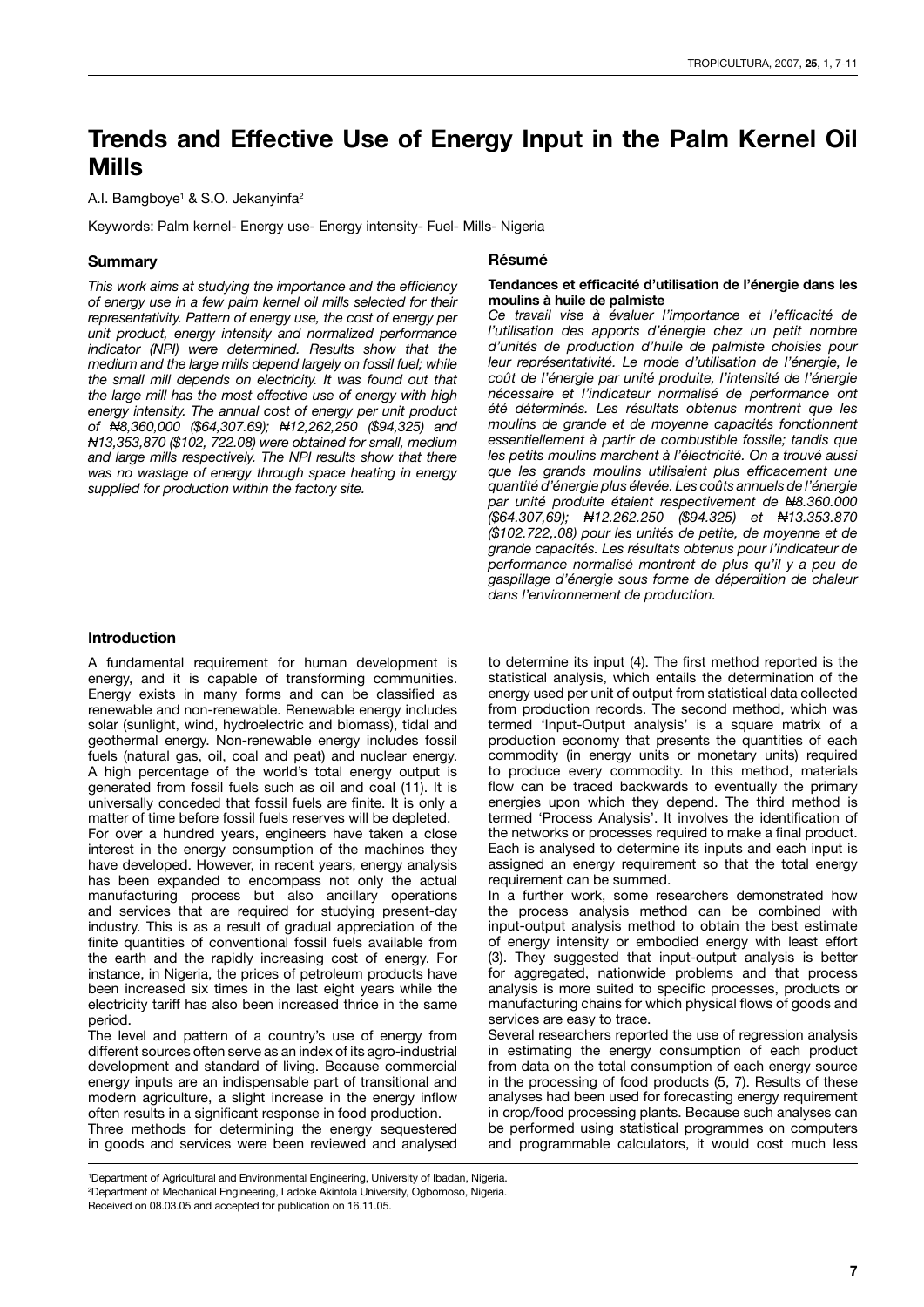# Trends and Effective Use of Energy Input in the Palm Kernel Oil Mills

A.I. Bamgboye[1] & S.O. Jekanyinfa[2]

Keywords: Palm kernel- Energy use- Energy intensity- Fuel- Mills- Nigeria

## Summary

*This work aims at studying the importance and the efficiency of energy use in a few palm kernel oil mills selected for their representativity. Pattern of energy use, the cost of energy per unit product, energy intensity and normalized performance indicator (NPI) were determined. Results show that the medium and the large mills depend largely on fossil fuel; while the small mill depends on electricity. It was found out that the large mill has the most effective use of energy with high energy intensity. The annual cost of energy per unit product of ₦8,360,000 ($64,307.69); ₦12,262,250 ($94,325) and ₦13,353,870 ($102, 722.08) were obtained for small, medium and large mills respectively. The NPI results show that, there was no wastage of energy through space heating in energy supplied for production within the factory site.*

## Résumé

**Tendances et efficacité d'utilisation de l'énergie dans les moulins à huile de palmiste**

*Ce travail vise à évaluer l'importance et l'efficacité de l'utilisation des apports d'énergie chez un petit nombre d'unités de production d'huile de palmiste choisies pour leur représentativité. Le mode d'utilisation de l'énergie, le coût de l'énergie par unité produite, l'intensité de l'énergie nécessaire et l'indicateur normalisé de performance ont été déterminés. Les résultats obtenus montrent que les moulins de grande et de moyenne capacités fonctionnent essentiellement à partir de combustible fossile; tandis que les petits moulins marchent à l'électricité. On a trouvé aussi que les grands moulins utilisaient plus efficacement une quantité d'énergie plus élevée. Les coûts annuels de l'énergie par unité produite étaient respectivement de ₦8.360.000 ($64.307,69); ₦12.262.250 ($94.325) et ₦13.353.870 ($102.722,.08) pour les unités de petite, de moyenne et de grande capacités. Les résultats obtenus pour l'indicateur de performance normalisé montrent de plus qu'il y a peu de gaspillage d'énergie sous forme de déperdition de chaleur dans l'environnement de production.*

## Introduction

A fundamental requirement for human development is energy, and it is capable of transforming communities. Energy exists in many forms and can be classified as renewable and non-renewable. Renewable energy includes solar (sunlight, wind, hydroelectric and biomass), tidal and geothermal energy. Non-renewable energy includes fossil fuels (natural gas, oil, coal and peat) and nuclear energy. A high percentage of the world's total energy output is generated from fossil fuels such as oil and coal (11). It is universally conceded that fossil fuels are finite. It is only a matter of time before fossil fuels reserves will be depleted.

For over a hundred years, engineers have taken a close interest in the energy consumption of the machines they have developed. However, in recent years, energy analysis has been expanded to encompass not only the actual manufacturing process but also ancillary operations and services that are required for studying present-day industry. This is as a result of gradual appreciation of the finite quantities of conventional fossil fuels available from the earth and the rapidly increasing cost of energy. For instance, in Nigeria, the prices of petroleum products have been increased six times in the last eight years while the electricity tariff has also been increased thrice in the same period.

The level and pattern of a country's use of energy from different sources often serve as an index of its agro-industrial development and standard of living. Because commercial energy inputs are an indispensable part of transitional and modern agriculture, a slight increase in the energy inflow often results in a significant response in food production.

Three methods for determining the energy sequestered in goods and services were been reviewed and analysed to determine its input (4). The first method reported is the statistical analysis, which entails the determination of the energy used per unit of output from statistical data collected from production records. The second method, which was termed 'Input-Output analysis' is a square matrix of a production economy that presents the quantities of each commodity (in energy units or monetary units) required to produce every commodity. In this method, materials flow can be traced backwards to eventually the primary energies upon which they depend. The third method is termed 'Process Analysis'. It involves the identification of the networks or processes required to make a final product. Each is analysed to determine its inputs and each input is assigned an energy requirement so that the total energy requirement can be summed.

In a further work, some researchers demonstrated how the process analysis method can be combined with input-output analysis method to obtain the best estimate of energy intensity or embodied energy with least effort (3). They suggested that input-output analysis is better for aggregated, nationwide problems and that process analysis is more suited to specific processes, products or manufacturing chains for which physical flows of goods and services are easy to trace.

Several researchers reported the use of regression analysis in estimating the energy consumption of each product from data on the total consumption of each energy source in the processing of food products (5, 7). Results of these analyses had been used for forecasting energy requirement in crop/food processing plants. Because such analyses can be performed using statistical programmes on computers and programmable calculators, it would cost much less

[1]Department of Agricultural and Environmental Engineering, University of Ibadan, Nigeria.

[2]Department of Mechanical Engineering, Ladoke Akintola University, Ogbomoso, Nigeria.

Received on 08.03.05 and accepted for publication on 16.11.05.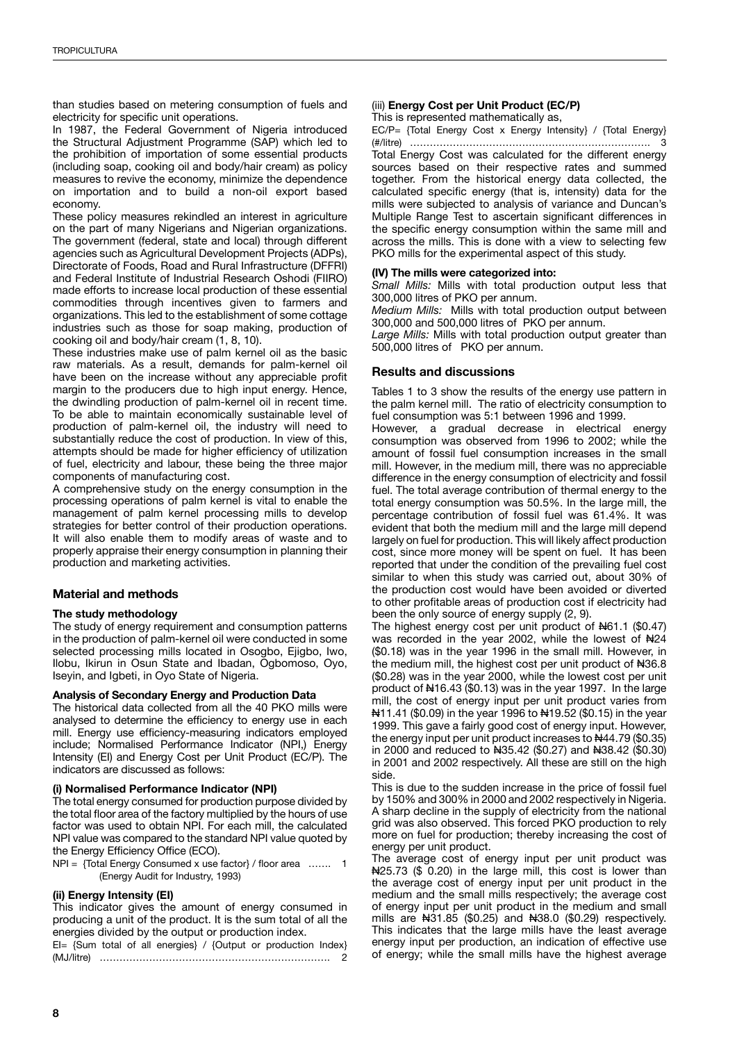than studies based on metering consumption of fuels and electricity for specific unit operations.

In 1987, the Federal Government of Nigeria introduced the Structural Adjustment Programme (SAP) which led to the prohibition of importation of some essential products (including soap, cooking oil and body/hair cream) as policy measures to revive the economy, minimize the dependence on importation and to build a non-oil export based economy.

These policy measures rekindled an interest in agriculture on the part of many Nigerians and Nigerian organizations. The government (federal, state and local) through different agencies such as Agricultural Development Projects (ADPs), Directorate of Foods, Road and Rural Infrastructure (DFFRI) and Federal Institute of Industrial Research Oshodi (FIIRO) made efforts to increase local production of these essential commodities through incentives given to farmers and organizations. This led to the establishment of some cottage industries such as those for soap making, production of cooking oil and body/hair cream (1, 8, 10).

These industries make use of palm kernel oil as the basic raw materials. As a result, demands for palm-kernel oil have been on the increase without any appreciable profit margin to the producers due to high input energy. Hence, the dwindling production of palm-kernel oil in recent time. To be able to maintain economically sustainable level of production of palm-kernel oil, the industry will need to substantially reduce the cost of production. In view of this, attempts should be made for higher efficiency of utilization of fuel, electricity and labour, these being the three major components of manufacturing cost.

A comprehensive study on the energy consumption in the processing operations of palm kernel is vital to enable the management of palm kernel processing mills to develop strategies for better control of their production operations. It will also enable them to modify areas of waste and to properly appraise their energy consumption in planning their production and marketing activities.

## Material and methods

### The study methodology

The study of energy requirement and consumption patterns in the production of palm-kernel oil were conducted in some selected processing mills located in Osogbo, Ejigbo, Iwo, Ilobu, Ikirun in Osun State and Ibadan, Ogbomoso, Oyo, Iseyin, and Igbeti, in Oyo State of Nigeria.

### Analysis of Secondary Energy and Production Data

The historical data collected from all the 40 PKO mills were analysed to determine the efficiency to energy use in each mill. Energy use efficiency-measuring indicators employed include; Normalised Performance Indicator (NPI,) Energy Intensity (EI) and Energy Cost per Unit Product (EC/P). The indicators are discussed as follows:

#### (i) Normalised Performance Indicator (NPI)

The total energy consumed for production purpose divided by the total floor area of the factory multiplied by the hours of use factor was used to obtain NPI. For each mill, the calculated NPI value was compared to the standard NPI value quoted by the Energy Efficiency Office (ECO).

NPI = {Total Energy Consumed x use factor} / floor area ……. 1
(Energy Audit for Industry, 1993)

#### (ii) Energy Intensity (EI)

This indicator gives the amount of energy consumed in producing a unit of the product. It is the sum total of all the energies divided by the output or production index.

EI= {Sum total of all energies} / {Output or production Index} (MJ/litre) ……………………………………………………………. 2

#### (iii) Energy Cost per Unit Product (EC/P)

This is represented mathematically as,

EC/P= {Total Energy Cost x Energy Intensity} / {Total Energy} (#/litre) ……………………………………………………………. 3

Total Energy Cost was calculated for the different energy sources based on their respective rates and summed together. From the historical energy data collected, the calculated specific energy (that is, intensity) data for the mills were subjected to analysis of variance and Duncan's Multiple Range Test to ascertain significant differences in the specific energy consumption within the same mill and across the mills. This is done with a view to selecting few PKO mills for the experimental aspect of this study.

#### (IV) The mills were categorized into:

*Small Mills:* Mills with total production output less that 300,000 litres of PKO per annum.

*Medium Mills:* Mills with total production output between 300,000 and 500,000 litres of PKO per annum.

*Large Mills:* Mills with total production output greater than 500,000 litres of PKO per annum.

## Results and discussions

Tables 1 to 3 show the results of the energy use pattern in the palm kernel mill. The ratio of electricity consumption to fuel consumption was 5:1 between 1996 and 1999.

However, a gradual decrease in electrical energy consumption was observed from 1996 to 2002; while the amount of fossil fuel consumption increases in the small mill. However, in the medium mill, there was no appreciable difference in the energy consumption of electricity and fossil fuel. The total average contribution of thermal energy to the total energy consumption was 50.5%. In the large mill, the percentage contribution of fossil fuel was 61.4%. It was evident that both the medium mill and the large mill depend largely on fuel for production. This will likely affect production cost, since more money will be spent on fuel. It has been reported that under the condition of the prevailing fuel cost similar to when this study was carried out, about 30% of the production cost would have been avoided or diverted to other profitable areas of production cost if electricity had been the only source of energy supply (2, 9).

The highest energy cost per unit product of ₦61.1 ($0.47) was recorded in the year 2002, while the lowest of ₦24 ($0.18) was in the year 1996 in the small mill. However, in the medium mill, the highest cost per unit product of ₦36.8 ($0.28) was in the year 2000, while the lowest cost per unit product of ₦16.43 ($0.13) was in the year 1997. In the large mill, the cost of energy input per unit product varies from ₦11.41 ($0.09) in the year 1996 to ₦19.52 ($0.15) in the year 1999. This gave a fairly good cost of energy input. However, the energy input per unit product increases to ₦44.79 ($0.35) in 2000 and reduced to ₦35.42 ($0.27) and ₦38.42 ($0.30) in 2001 and 2002 respectively. All these are still on the high side.

This is due to the sudden increase in the price of fossil fuel by 150% and 300% in 2000 and 2002 respectively in Nigeria. A sharp decline in the supply of electricity from the national grid was also observed. This forced PKO production to rely more on fuel for production; thereby increasing the cost of energy per unit product.

The average cost of energy input per unit product was ₦25.73 ($ 0.20) in the large mill, this cost is lower than the average cost of energy input per unit product in the medium and the small mills respectively; the average cost of energy input per unit product in the medium and small mills are ₦31.85 ($0.25) and ₦38.0 ($0.29) respectively. This indicates that the large mills have the least average energy input per production, an indication of effective use of energy; while the small mills have the highest average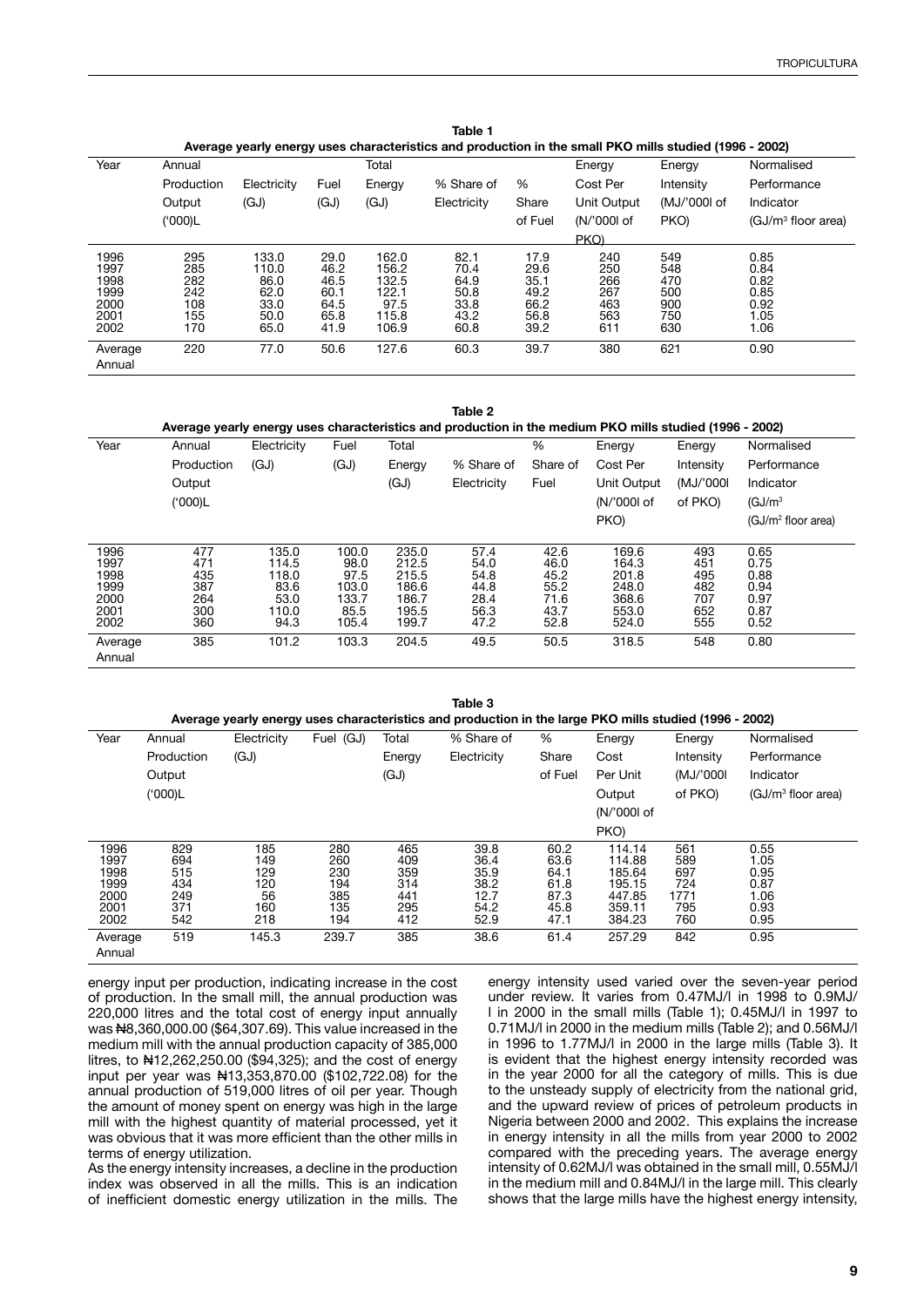**Table 1**
**Average yearly energy uses characteristics and production in the small PKO mills studied (1996 - 2002)**

| Year | Annual Production Output ('000)L | Electricity (GJ) | Fuel (GJ) | Total Energy (GJ) | % Share of Electricity | % Share of Fuel | Energy Cost Per Unit Output (N/'000l of PKO) | Energy Intensity (MJ/'000l of PKO) | Normalised Performance Indicator (GJ/m³ floor area) |
|---|---|---|---|---|---|---|---|---|---|
| 1996 | 295 | 133.0 | 29.0 | 162.0 | 82.1 | 17.9 | 240 | 549 | 0.85 |
| 1997 | 285 | 110.0 | 46.2 | 156.2 | 70.4 | 29.6 | 250 | 548 | 0.84 |
| 1998 | 282 | 86.0 | 46.5 | 132.5 | 64.9 | 35.1 | 266 | 470 | 0.82 |
| 1999 | 242 | 62.0 | 60.1 | 122.1 | 50.8 | 49.2 | 267 | 500 | 0.85 |
| 2000 | 108 | 33.0 | 64.5 | 97.5 | 33.8 | 66.2 | 463 | 900 | 0.92 |
| 2001 | 155 | 50.0 | 65.8 | 115.8 | 43.2 | 56.8 | 563 | 750 | 1.05 |
| 2002 | 170 | 65.0 | 41.9 | 106.9 | 60.8 | 39.2 | 611 | 630 | 1.06 |
| Average Annual | 220 | 77.0 | 50.6 | 127.6 | 60.3 | 39.7 | 380 | 621 | 0.90 |

**Table 2**
**Average yearly energy uses characteristics and production in the medium PKO mills studied (1996 - 2002)**

| Year | Annual Production Output ('000)L | Electricity (GJ) | Fuel (GJ) | Total Energy (GJ) | % Share of Electricity | % Share of Fuel | Energy Cost Per Unit Output (N/'000l of PKO) | Energy Intensity (MJ/'000l of PKO) | Normalised Performance Indicator (GJ/m³ (GJ/m² floor area) |
|---|---|---|---|---|---|---|---|---|---|
| 1996 | 477 | 135.0 | 100.0 | 235.0 | 57.4 | 42.6 | 169.6 | 493 | 0.65 |
| 1997 | 471 | 114.5 | 98.0 | 212.5 | 54.0 | 46.0 | 164.3 | 451 | 0.75 |
| 1998 | 435 | 118.0 | 97.5 | 215.5 | 54.8 | 45.2 | 201.8 | 495 | 0.88 |
| 1999 | 387 | 83.6 | 103.0 | 186.6 | 44.8 | 55.2 | 248.0 | 482 | 0.94 |
| 2000 | 264 | 53.0 | 133.7 | 186.7 | 28.4 | 71.6 | 368.6 | 707 | 0.97 |
| 2001 | 300 | 110.0 | 85.5 | 195.5 | 56.3 | 43.7 | 553.0 | 652 | 0.87 |
| 2002 | 360 | 94.3 | 105.4 | 199.7 | 47.2 | 52.8 | 524.0 | 555 | 0.52 |
| Average Annual | 385 | 101.2 | 103.3 | 204.5 | 49.5 | 50.5 | 318.5 | 548 | 0.80 |

**Table 3**
**Average yearly energy uses characteristics and production in the large PKO mills studied (1996 - 2002)**

| Year | Annual Production Output ('000)L | Electricity (GJ) | Fuel (GJ) | Total Energy (GJ) | % Share of Electricity | % Share of Fuel | Energy Cost Per Unit Output (N/'000l of PKO) | Energy Intensity (MJ/'000l of PKO) | Normalised Performance Indicator (GJ/m³ floor area) |
|---|---|---|---|---|---|---|---|---|---|
| 1996 | 829 | 185 | 280 | 465 | 39.8 | 60.2 | 114.14 | 561 | 0.55 |
| 1997 | 694 | 149 | 260 | 409 | 36.4 | 63.6 | 114.88 | 589 | 1.05 |
| 1998 | 515 | 129 | 230 | 359 | 35.9 | 64.1 | 185.64 | 697 | 0.95 |
| 1999 | 434 | 120 | 194 | 314 | 38.2 | 61.8 | 195.15 | 724 | 0.87 |
| 2000 | 249 | 56 | 385 | 441 | 12.7 | 87.3 | 447.85 | 1771 | 1.06 |
| 2001 | 371 | 160 | 135 | 295 | 54.2 | 45.8 | 359.11 | 795 | 0.93 |
| 2002 | 542 | 218 | 194 | 412 | 52.9 | 47.1 | 384.23 | 760 | 0.95 |
| Average Annual | 519 | 145.3 | 239.7 | 385 | 38.6 | 61.4 | 257.29 | 842 | 0.95 |

energy input per production, indicating increase in the cost of production. In the small mill, the annual production was 220,000 litres and the total cost of energy input annually was ₦8,360,000.00 ($64,307.69). This value increased in the medium mill with the annual production capacity of 385,000 litres, to ₦12,262,250.00 ($94,325); and the cost of energy input per year was ₦13,353,870.00 ($102,722.08) for the annual production of 519,000 litres of oil per year. Though the amount of money spent on energy was high in the large mill with the highest quantity of material processed, yet it was obvious that it was more efficient than the other mills in terms of energy utilization.

As the energy intensity increases, a decline in the production index was observed in all the mills. This is an indication of inefficient domestic energy utilization in the mills. The energy intensity used varied over the seven-year period under review. It varies from 0.47MJ/l in 1998 to 0.9MJ/l in 2000 in the small mills (Table 1); 0.45MJ/l in 1997 to 0.71MJ/l in 2000 in the medium mills (Table 2); and 0.56MJ/l in 1996 to 1.77MJ/l in 2000 in the large mills (Table 3). It is evident that the highest energy intensity recorded was in the year 2000 for all the category of mills. This is due to the unsteady supply of electricity from the national grid, and the upward review of prices of petroleum products in Nigeria between 2000 and 2002. This explains the increase in energy intensity in all the mills from year 2000 to 2002 compared with the preceding years. The average energy intensity of 0.62MJ/l was obtained in the small mill, 0.55MJ/l in the medium mill and 0.84MJ/l in the large mill. This clearly shows that the large mills have the highest energy intensity,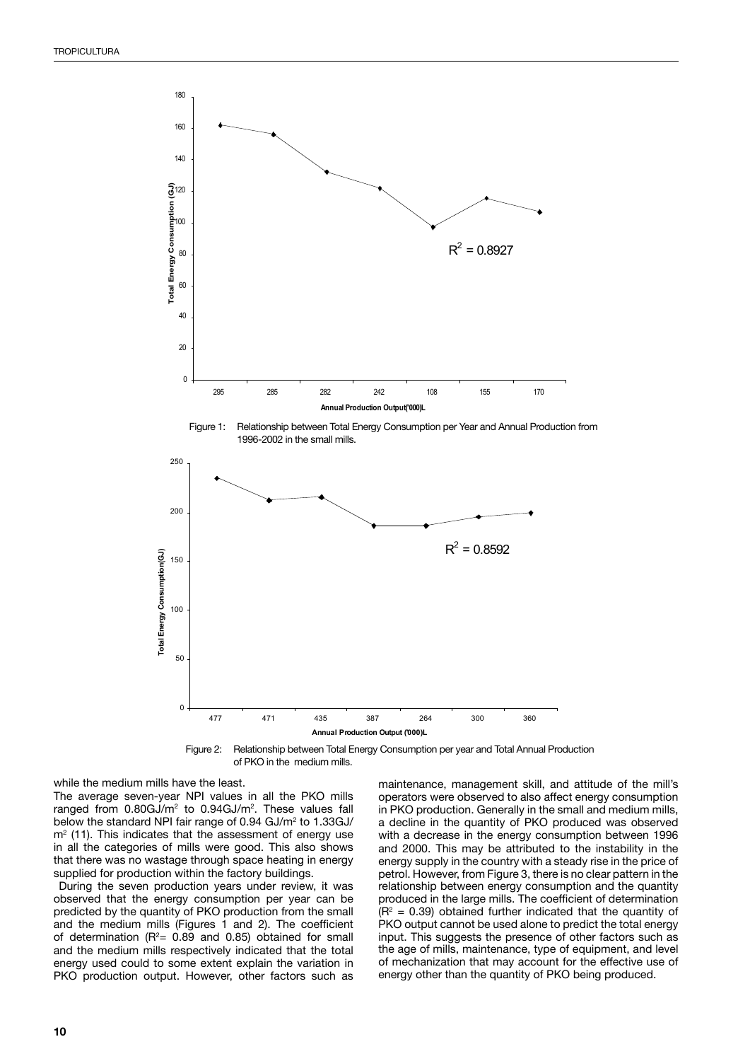Figure 1: Relationship between Total Energy Consumption per Year and Annual Production from 1996-2002 in the small mills.

Figure 2: Relationship between Total Energy Consumption per year and Total Annual Production of PKO in the medium mills.

while the medium mills have the least.

The average seven-year NPI values in all the PKO mills ranged from 0.80GJ/m$^2$ to 0.94GJ/m$^2$. These values fall below the standard NPI fair range of 0.94 GJ/m$^2$ to 1.33GJ/m$^2$ (11). This indicates that the assessment of energy use in all the categories of mills were good. This also shows that there was no wastage through space heating in energy supplied for production within the factory buildings.

During the seven production years under review, it was observed that the energy consumption per year can be predicted by the quantity of PKO production from the small and the medium mills (Figures 1 and 2). The coefficient of determination ($R^2$= 0.89 and 0.85) obtained for small and the medium mills respectively indicated that the total energy used could to some extent explain the variation in PKO production output. However, other factors such as maintenance, management skill, and attitude of the mill's operators were observed to also affect energy consumption in PKO production. Generally in the small and medium mills, a decline in the quantity of PKO produced was observed with a decrease in the energy consumption between 1996 and 2000. This may be attributed to the instability in the energy supply in the country with a steady rise in the price of petrol. However, from Figure 3, there is no clear pattern in the relationship between energy consumption and the quantity produced in the large mills. The coefficient of determination ($R^2$ = 0.39) obtained further indicated that the quantity of PKO output cannot be used alone to predict the total energy input. This suggests the presence of other factors such as the age of mills, maintenance, type of equipment, and level of mechanization that may account for the effective use of energy other than the quantity of PKO being produced.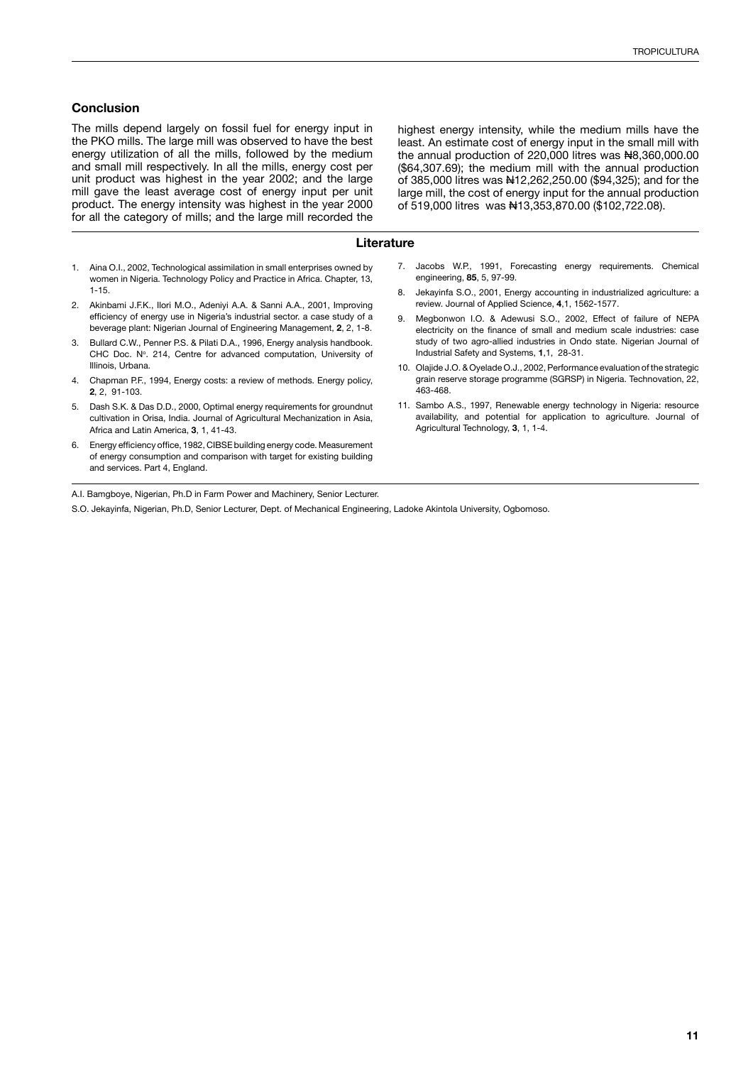## Conclusion

The mills depend largely on fossil fuel for energy input in the PKO mills. The large mill was observed to have the best energy utilization of all the mills, followed by the medium and small mill respectively. In all the mills, energy cost per unit product was highest in the year 2002; and the large mill gave the least average cost of energy input per unit product. The energy intensity was highest in the year 2000 for all the category of mills; and the large mill recorded the highest energy intensity, while the medium mills have the least. An estimate cost of energy input in the small mill with the annual production of 220,000 litres was ₦8,360,000.00 ($64,307.69); the medium mill with the annual production of 385,000 litres was ₦12,262,250.00 ($94,325); and for the large mill, the cost of energy input for the annual production of 519,000 litres was ₦13,353,870.00 ($102,722.08).

## Literature

1. Aina O.I., 2002, Technological assimilation in small enterprises owned by women in Nigeria. Technology Policy and Practice in Africa. Chapter, 13, 1-15.
2. Akinbami J.F.K., Ilori M.O., Adeniyi A.A. & Sanni A.A., 2001, Improving efficiency of energy use in Nigeria's industrial sector. a case study of a beverage plant: Nigerian Journal of Engineering Management, **2**, 2, 1-8.
3. Bullard C.W., Penner P.S. & Pilati D.A., 1996, Energy analysis handbook. CHC Doc. N°. 214, Centre for advanced computation, University of Illinois, Urbana.
4. Chapman P.F., 1994, Energy costs: a review of methods. Energy policy, **2**, 2, 91-103.
5. Dash S.K. & Das D.D., 2000, Optimal energy requirements for groundnut cultivation in Orisa, India. Journal of Agricultural Mechanization in Asia, Africa and Latin America, **3**, 1, 41-43.
6. Energy efficiency office, 1982, CIBSE building energy code. Measurement of energy consumption and comparison with target for existing building and services. Part 4, England.
7. Jacobs W.P., 1991, Forecasting energy requirements. Chemical engineering, **85**, 5, 97-99.
8. Jekayinfa S.O., 2001, Energy accounting in industrialized agriculture: a review. Journal of Applied Science, **4**,1, 1562-1577.
9. Megbonwon I.O. & Adewusi S.O., 2002, Effect of failure of NEPA electricity on the finance of small and medium scale industries: case study of two agro-allied industries in Ondo state. Nigerian Journal of Industrial Safety and Systems, **1**,1, 28-31.
10. Olajide J.O. & Oyelade O.J., 2002, Performance evaluation of the strategic grain reserve storage programme (SGRSP) in Nigeria. Technovation, 22, 463-468.
11. Sambo A.S., 1997, Renewable energy technology in Nigeria: resource availability, and potential for application to agriculture. Journal of Agricultural Technology, **3**, 1, 1-4.

A.I. Bamgboye, Nigerian, Ph.D in Farm Power and Machinery, Senior Lecturer.

S.O. Jekayinfa, Nigerian, Ph.D, Senior Lecturer, Dept. of Mechanical Engineering, Ladoke Akintola University, Ogbomoso.